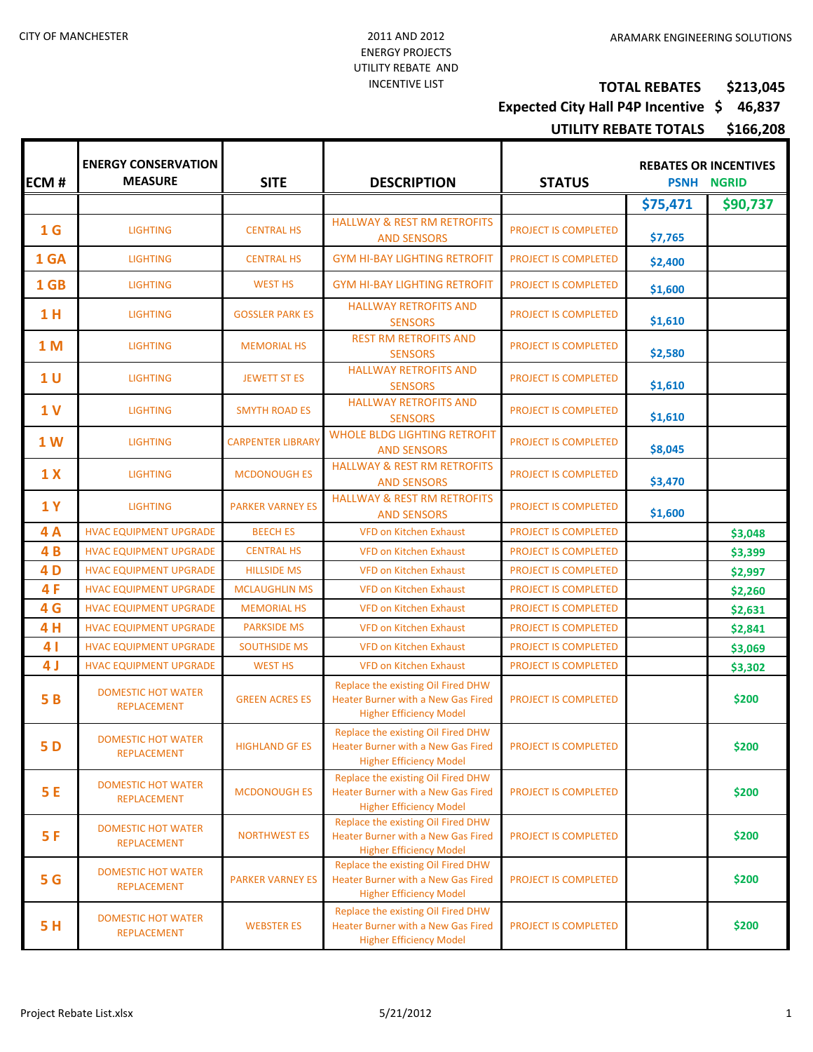CITY OF MANCHESTER

2011 AND 2012
ENERGY PROJECTS
UTILITY REBATE AND
INCENTIVE LIST

ARAMARK ENGINEERING SOLUTIONS

**TOTAL REBATES $213,045**

**Expected City Hall P4P Incentive $ 46,837**

**UTILITY REBATE TOTALS $166,208**

| ECM # | ENERGY CONSERVATION MEASURE | SITE | DESCRIPTION | STATUS | REBATES OR INCENTIVES PSNH | NGRID |
|---|---|---|---|---|---|---|
| | | | | | $75,471 | $90,737 |
| 1 G | LIGHTING | CENTRAL HS | HALLWAY & REST RM RETROFITS AND SENSORS | PROJECT IS COMPLETED | $7,765 | |
| 1 GA | LIGHTING | CENTRAL HS | GYM HI-BAY LIGHTING RETROFIT | PROJECT IS COMPLETED | $2,400 | |
| 1 GB | LIGHTING | WEST HS | GYM HI-BAY LIGHTING RETROFIT | PROJECT IS COMPLETED | $1,600 | |
| 1 H | LIGHTING | GOSSLER PARK ES | HALLWAY RETROFITS AND SENSORS | PROJECT IS COMPLETED | $1,610 | |
| 1 M | LIGHTING | MEMORIAL HS | REST RM RETROFITS AND SENSORS | PROJECT IS COMPLETED | $2,580 | |
| 1 U | LIGHTING | JEWETT ST ES | HALLWAY RETROFITS AND SENSORS | PROJECT IS COMPLETED | $1,610 | |
| 1 V | LIGHTING | SMYTH ROAD ES | HALLWAY RETROFITS AND SENSORS | PROJECT IS COMPLETED | $1,610 | |
| 1 W | LIGHTING | CARPENTER LIBRARY | WHOLE BLDG LIGHTING RETROFIT AND SENSORS | PROJECT IS COMPLETED | $8,045 | |
| 1 X | LIGHTING | MCDONOUGH ES | HALLWAY & REST RM RETROFITS AND SENSORS | PROJECT IS COMPLETED | $3,470 | |
| 1 Y | LIGHTING | PARKER VARNEY ES | HALLWAY & REST RM RETROFITS AND SENSORS | PROJECT IS COMPLETED | $1,600 | |
| 4 A | HVAC EQUIPMENT UPGRADE | BEECH ES | VFD on Kitchen Exhaust | PROJECT IS COMPLETED | | $3,048 |
| 4 B | HVAC EQUIPMENT UPGRADE | CENTRAL HS | VFD on Kitchen Exhaust | PROJECT IS COMPLETED | | $3,399 |
| 4 D | HVAC EQUIPMENT UPGRADE | HILLSIDE MS | VFD on Kitchen Exhaust | PROJECT IS COMPLETED | | $2,997 |
| 4 F | HVAC EQUIPMENT UPGRADE | MCLAUGHLIN MS | VFD on Kitchen Exhaust | PROJECT IS COMPLETED | | $2,260 |
| 4 G | HVAC EQUIPMENT UPGRADE | MEMORIAL HS | VFD on Kitchen Exhaust | PROJECT IS COMPLETED | | $2,631 |
| 4 H | HVAC EQUIPMENT UPGRADE | PARKSIDE MS | VFD on Kitchen Exhaust | PROJECT IS COMPLETED | | $2,841 |
| 4 I | HVAC EQUIPMENT UPGRADE | SOUTHSIDE MS | VFD on Kitchen Exhaust | PROJECT IS COMPLETED | | $3,069 |
| 4 J | HVAC EQUIPMENT UPGRADE | WEST HS | VFD on Kitchen Exhaust | PROJECT IS COMPLETED | | $3,302 |
| 5 B | DOMESTIC HOT WATER REPLACEMENT | GREEN ACRES ES | Replace the existing Oil Fired DHW Heater Burner with a New Gas Fired Higher Efficiency Model | PROJECT IS COMPLETED | | $200 |
| 5 D | DOMESTIC HOT WATER REPLACEMENT | HIGHLAND GF ES | Replace the existing Oil Fired DHW Heater Burner with a New Gas Fired Higher Efficiency Model | PROJECT IS COMPLETED | | $200 |
| 5 E | DOMESTIC HOT WATER REPLACEMENT | MCDONOUGH ES | Replace the existing Oil Fired DHW Heater Burner with a New Gas Fired Higher Efficiency Model | PROJECT IS COMPLETED | | $200 |
| 5 F | DOMESTIC HOT WATER REPLACEMENT | NORTHWEST ES | Replace the existing Oil Fired DHW Heater Burner with a New Gas Fired Higher Efficiency Model | PROJECT IS COMPLETED | | $200 |
| 5 G | DOMESTIC HOT WATER REPLACEMENT | PARKER VARNEY ES | Replace the existing Oil Fired DHW Heater Burner with a New Gas Fired Higher Efficiency Model | PROJECT IS COMPLETED | | $200 |
| 5 H | DOMESTIC HOT WATER REPLACEMENT | WEBSTER ES | Replace the existing Oil Fired DHW Heater Burner with a New Gas Fired Higher Efficiency Model | PROJECT IS COMPLETED | | $200 |

Project Rebate List.xlsx 5/21/2012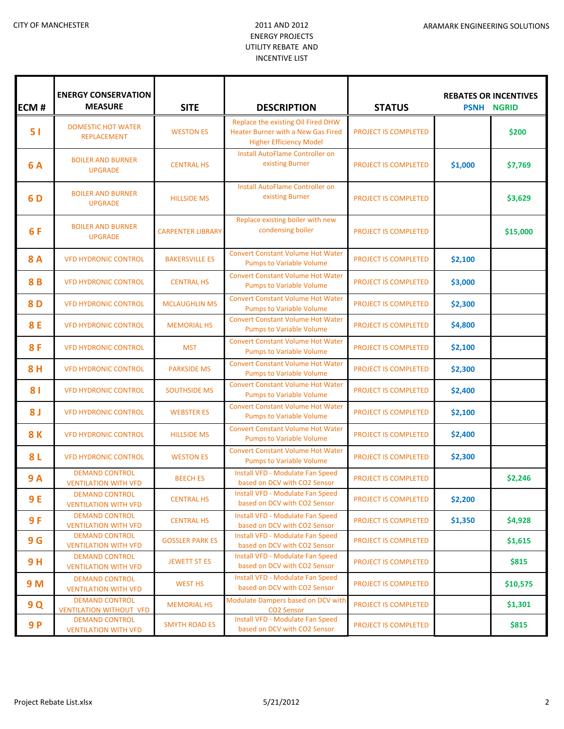CITY OF MANCHESTER

2011 AND 2012
ENERGY PROJECTS
UTILITY REBATE AND
INCENTIVE LIST

ARAMARK ENGINEERING SOLUTIONS

| ECM # | ENERGY CONSERVATION MEASURE | SITE | DESCRIPTION | STATUS | REBATES OR INCENTIVES PSNH | NGRID |
|---|---|---|---|---|---|---|
| 5 I | DOMESTIC HOT WATER REPLACEMENT | WESTON ES | Replace the existing Oil Fired DHW Heater Burner with a New Gas Fired Higher Efficiency Model | PROJECT IS COMPLETED | | $200 |
| 6 A | BOILER AND BURNER UPGRADE | CENTRAL HS | Install AutoFlame Controller on existing Burner | PROJECT IS COMPLETED | $1,000 | $7,769 |
| 6 D | BOILER AND BURNER UPGRADE | HILLSIDE MS | Install AutoFlame Controller on existing Burner | PROJECT IS COMPLETED | | $3,629 |
| 6 F | BOILER AND BURNER UPGRADE | CARPENTER LIBRARY | Replace existing boiler with new condensing boiler | PROJECT IS COMPLETED | | $15,000 |
| 8 A | VFD HYDRONIC CONTROL | BAKERSVILLE ES | Convert Constant Volume Hot Water Pumps to Variable Volume | PROJECT IS COMPLETED | $2,100 | |
| 8 B | VFD HYDRONIC CONTROL | CENTRAL HS | Convert Constant Volume Hot Water Pumps to Variable Volume | PROJECT IS COMPLETED | $3,000 | |
| 8 D | VFD HYDRONIC CONTROL | MCLAUGHLIN MS | Convert Constant Volume Hot Water Pumps to Variable Volume | PROJECT IS COMPLETED | $2,300 | |
| 8 E | VFD HYDRONIC CONTROL | MEMORIAL HS | Convert Constant Volume Hot Water Pumps to Variable Volume | PROJECT IS COMPLETED | $4,800 | |
| 8 F | VFD HYDRONIC CONTROL | MST | Convert Constant Volume Hot Water Pumps to Variable Volume | PROJECT IS COMPLETED | $2,100 | |
| 8 H | VFD HYDRONIC CONTROL | PARKSIDE MS | Convert Constant Volume Hot Water Pumps to Variable Volume | PROJECT IS COMPLETED | $2,300 | |
| 8 I | VFD HYDRONIC CONTROL | SOUTHSIDE MS | Convert Constant Volume Hot Water Pumps to Variable Volume | PROJECT IS COMPLETED | $2,400 | |
| 8 J | VFD HYDRONIC CONTROL | WEBSTER ES | Convert Constant Volume Hot Water Pumps to Variable Volume | PROJECT IS COMPLETED | $2,100 | |
| 8 K | VFD HYDRONIC CONTROL | HILLSIDE MS | Convert Constant Volume Hot Water Pumps to Variable Volume | PROJECT IS COMPLETED | $2,400 | |
| 8 L | VFD HYDRONIC CONTROL | WESTON ES | Convert Constant Volume Hot Water Pumps to Variable Volume | PROJECT IS COMPLETED | $2,300 | |
| 9 A | DEMAND CONTROL VENTILATION WITH VFD | BEECH ES | Install VFD - Modulate Fan Speed based on DCV with CO2 Sensor | PROJECT IS COMPLETED | | $2,246 |
| 9 E | DEMAND CONTROL VENTILATION WITH VFD | CENTRAL HS | Install VFD - Modulate Fan Speed based on DCV with CO2 Sensor | PROJECT IS COMPLETED | $2,200 | |
| 9 F | DEMAND CONTROL VENTILATION WITH VFD | CENTRAL HS | Install VFD - Modulate Fan Speed based on DCV with CO2 Sensor | PROJECT IS COMPLETED | $1,350 | $4,928 |
| 9 G | DEMAND CONTROL VENTILATION WITH VFD | GOSSLER PARK ES | Install VFD - Modulate Fan Speed based on DCV with CO2 Sensor | PROJECT IS COMPLETED | | $1,615 |
| 9 H | DEMAND CONTROL VENTILATION WITH VFD | JEWETT ST ES | Install VFD - Modulate Fan Speed based on DCV with CO2 Sensor | PROJECT IS COMPLETED | | $815 |
| 9 M | DEMAND CONTROL VENTILATION WITH VFD | WEST HS | Install VFD - Modulate Fan Speed based on DCV with CO2 Sensor | PROJECT IS COMPLETED | | $10,575 |
| 9 Q | DEMAND CONTROL VENTILATION WITHOUT VFD | MEMORIAL HS | Modulate Dampers based on DCV with CO2 Sensor | PROJECT IS COMPLETED | | $1,301 |
| 9 P | DEMAND CONTROL VENTILATION WITH VFD | SMYTH ROAD ES | Install VFD - Modulate Fan Speed based on DCV with CO2 Sensor | PROJECT IS COMPLETED | | $815 |

Project Rebate List.xlsx 5/21/2012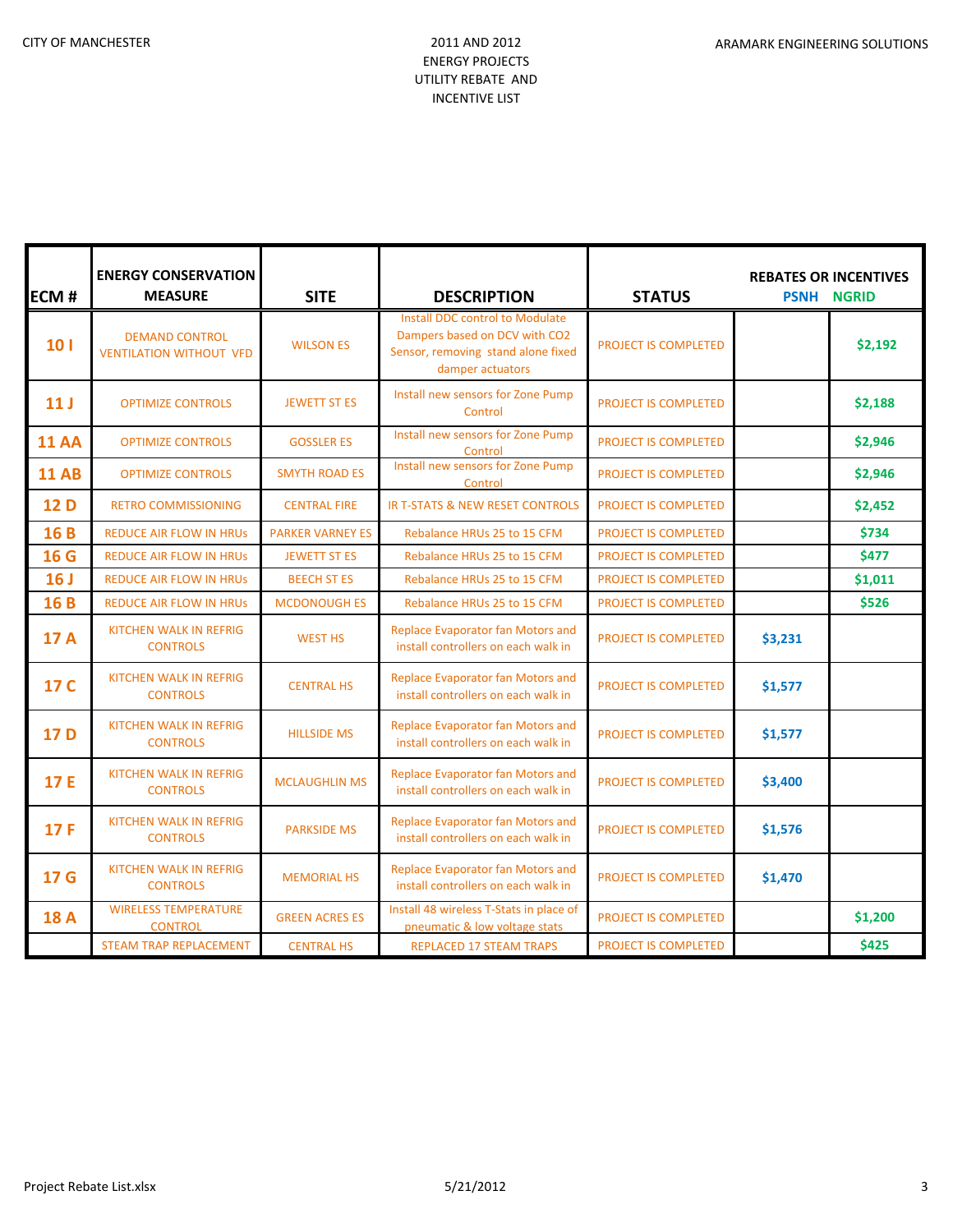CITY OF MANCHESTER

2011 AND 2012
ENERGY PROJECTS
UTILITY REBATE AND
INCENTIVE LIST

ARAMARK ENGINEERING SOLUTIONS

| ECM # | ENERGY CONSERVATION MEASURE | SITE | DESCRIPTION | STATUS | REBATES OR INCENTIVES PSNH | NGRID |
|---|---|---|---|---|---|---|
| 10 I | DEMAND CONTROL VENTILATION WITHOUT VFD | WILSON ES | Install DDC control to Modulate Dampers based on DCV with CO2 Sensor, removing stand alone fixed damper actuators | PROJECT IS COMPLETED | | $2,192 |
| 11 J | OPTIMIZE CONTROLS | JEWETT ST ES | Install new sensors for Zone Pump Control | PROJECT IS COMPLETED | | $2,188 |
| 11 AA | OPTIMIZE CONTROLS | GOSSLER ES | Install new sensors for Zone Pump Control | PROJECT IS COMPLETED | | $2,946 |
| 11 AB | OPTIMIZE CONTROLS | SMYTH ROAD ES | Install new sensors for Zone Pump Control | PROJECT IS COMPLETED | | $2,946 |
| 12 D | RETRO COMMISSIONING | CENTRAL FIRE | IR T-STATS & NEW RESET CONTROLS | PROJECT IS COMPLETED | | $2,452 |
| 16 B | REDUCE AIR FLOW IN HRUs | PARKER VARNEY ES | Rebalance HRUs 25 to 15 CFM | PROJECT IS COMPLETED | | $734 |
| 16 G | REDUCE AIR FLOW IN HRUs | JEWETT ST ES | Rebalance HRUs 25 to 15 CFM | PROJECT IS COMPLETED | | $477 |
| 16 J | REDUCE AIR FLOW IN HRUs | BEECH ST ES | Rebalance HRUs 25 to 15 CFM | PROJECT IS COMPLETED | | $1,011 |
| 16 B | REDUCE AIR FLOW IN HRUs | MCDONOUGH ES | Rebalance HRUs 25 to 15 CFM | PROJECT IS COMPLETED | | $526 |
| 17 A | KITCHEN WALK IN REFRIG CONTROLS | WEST HS | Replace Evaporator fan Motors and install controllers on each walk in | PROJECT IS COMPLETED | $3,231 | |
| 17 C | KITCHEN WALK IN REFRIG CONTROLS | CENTRAL HS | Replace Evaporator fan Motors and install controllers on each walk in | PROJECT IS COMPLETED | $1,577 | |
| 17 D | KITCHEN WALK IN REFRIG CONTROLS | HILLSIDE MS | Replace Evaporator fan Motors and install controllers on each walk in | PROJECT IS COMPLETED | $1,577 | |
| 17 E | KITCHEN WALK IN REFRIG CONTROLS | MCLAUGHLIN MS | Replace Evaporator fan Motors and install controllers on each walk in | PROJECT IS COMPLETED | $3,400 | |
| 17 F | KITCHEN WALK IN REFRIG CONTROLS | PARKSIDE MS | Replace Evaporator fan Motors and install controllers on each walk in | PROJECT IS COMPLETED | $1,576 | |
| 17 G | KITCHEN WALK IN REFRIG CONTROLS | MEMORIAL HS | Replace Evaporator fan Motors and install controllers on each walk in | PROJECT IS COMPLETED | $1,470 | |
| 18 A | WIRELESS TEMPERATURE CONTROL | GREEN ACRES ES | Install 48 wireless T-Stats in place of pneumatic & low voltage stats | PROJECT IS COMPLETED | | $1,200 |
| | STEAM TRAP REPLACEMENT | CENTRAL HS | REPLACED 17 STEAM TRAPS | PROJECT IS COMPLETED | | $425 |

Project Rebate List.xlsx 5/21/2012